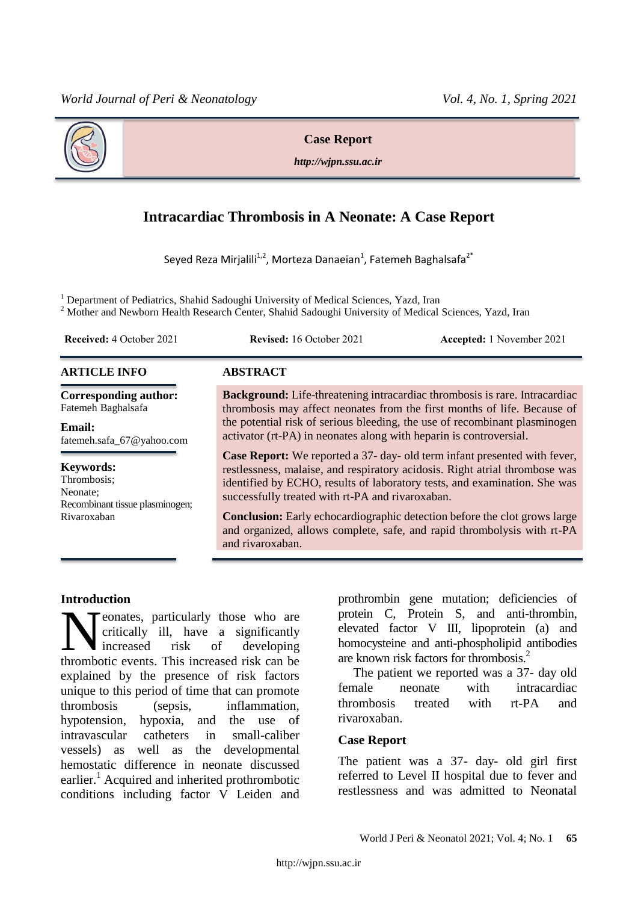**Case Report**

*http://wjpn.ssu.ac.ir*

# Intracardiac Thrombosis in A Neonate: A Case Report

Seyed Reza Mirjalili[1,2], Morteza Danaeian[1], Fatemeh Baghalsafa[2*]

[1] Department of Pediatrics, Shahid Sadoughi University of Medical Sciences, Yazd, Iran
[2] Mother and Newborn Health Research Center, Shahid Sadoughi University of Medical Sciences, Yazd, Iran

**Received:** 4 October 2021 **Revised:** 16 October 2021 **Accepted:** 1 November 2021

## ARTICLE INFO

**Corresponding author:**
Fatemeh Baghalsafa

**Email:**
fatemeh.safa_67@yahoo.com

**Keywords:**
Thrombosis;
Neonate;
Recombinant tissue plasminogen;
Rivaroxaban

## ABSTRACT

**Background:** Life-threatening intracardiac thrombosis is rare. Intracardiac thrombosis may affect neonates from the first months of life. Because of the potential risk of serious bleeding, the use of recombinant plasminogen activator (rt-PA) in neonates along with heparin is controversial.

**Case Report:** We reported a 37- day- old term infant presented with fever, restlessness, malaise, and respiratory acidosis. Right atrial thrombose was identified by ECHO, results of laboratory tests, and examination. She was successfully treated with rt-PA and rivaroxaban.

**Conclusion:** Early echocardiographic detection before the clot grows large and organized, allows complete, safe, and rapid thrombolysis with rt-PA and rivaroxaban.

## Introduction

Neonates, particularly those who are critically ill, have a significantly increased risk of developing thrombotic events. This increased risk can be explained by the presence of risk factors unique to this period of time that can promote thrombosis (sepsis, inflammation, hypotension, hypoxia, and the use of intravascular catheters in small-caliber vessels) as well as the developmental hemostatic difference in neonate discussed earlier.[1] Acquired and inherited prothrombotic conditions including factor V Leiden and prothrombin gene mutation; deficiencies of protein C, Protein S, and anti-thrombin, elevated factor V III, lipoprotein (a) and homocysteine and anti-phospholipid antibodies are known risk factors for thrombosis.[2]

The patient we reported was a 37- day old female neonate with intracardiac thrombosis treated with rt-PA and rivaroxaban.

## Case Report

The patient was a 37- day- old girl first referred to Level II hospital due to fever and restlessness and was admitted to Neonatal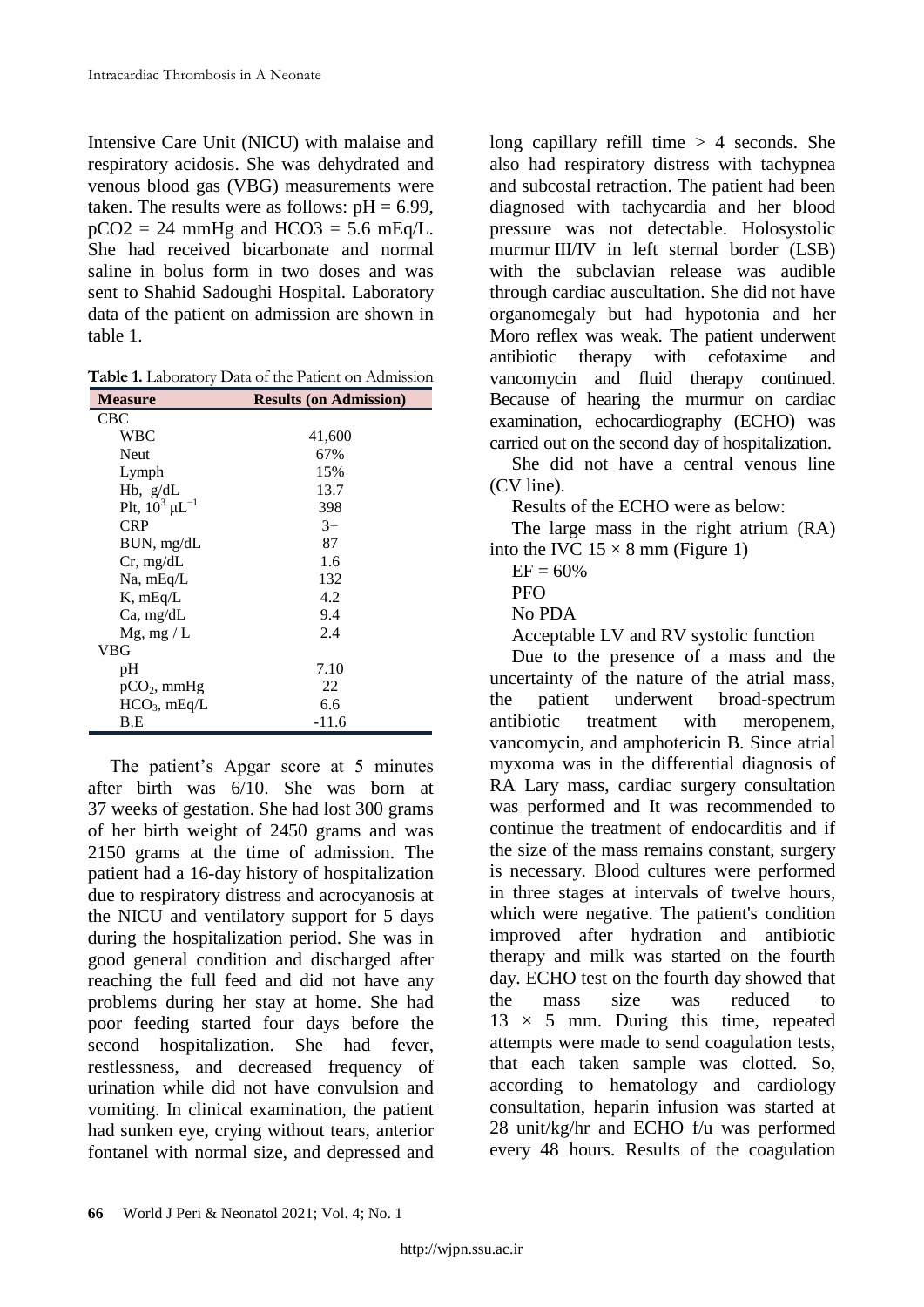Intensive Care Unit (NICU) with malaise and respiratory acidosis. She was dehydrated and venous blood gas (VBG) measurements were taken. The results were as follows: pH = 6.99, pCO2 = 24 mmHg and HCO3 = 5.6 mEq/L. She had received bicarbonate and normal saline in bolus form in two doses and was sent to Shahid Sadoughi Hospital. Laboratory data of the patient on admission are shown in table 1.

**Table 1.** Laboratory Data of the Patient on Admission

| Measure | Results (on Admission) |
|---|---|
| CBC | |
| WBC | 41,600 |
| Neut | 67% |
| Lymph | 15% |
| Hb, g/dL | 13.7 |
| Plt, $10^3$ $\mu L^{-1}$ | 398 |
| CRP | 3+ |
| BUN, mg/dL | 87 |
| Cr, mg/dL | 1.6 |
| Na, mEq/L | 132 |
| K, mEq/L | 4.2 |
| Ca, mg/dL | 9.4 |
| Mg, mg / L | 2.4 |
| VBG | |
| pH | 7.10 |
| $pCO_2$, mmHg | 22 |
| $HCO_3$, mEq/L | 6.6 |
| B.E | -11.6 |

The patient's Apgar score at 5 minutes after birth was 6/10. She was born at 37 weeks of gestation. She had lost 300 grams of her birth weight of 2450 grams and was 2150 grams at the time of admission. The patient had a 16-day history of hospitalization due to respiratory distress and acrocyanosis at the NICU and ventilatory support for 5 days during the hospitalization period. She was in good general condition and discharged after reaching the full feed and did not have any problems during her stay at home. She had poor feeding started four days before the second hospitalization. She had fever, restlessness, and decreased frequency of urination while did not have convulsion and vomiting. In clinical examination, the patient had sunken eye, crying without tears, anterior fontanel with normal size, and depressed and long capillary refill time > 4 seconds. She also had respiratory distress with tachypnea and subcostal retraction. The patient had been diagnosed with tachycardia and her blood pressure was not detectable. Holosystolic murmur III/IV in left sternal border (LSB) with the subclavian release was audible through cardiac auscultation. She did not have organomegaly but had hypotonia and her Moro reflex was weak. The patient underwent antibiotic therapy with cefotaxime and vancomycin and fluid therapy continued. Because of hearing the murmur on cardiac examination, echocardiography (ECHO) was carried out on the second day of hospitalization.

She did not have a central venous line (CV line).

Results of the ECHO were as below:

The large mass in the right atrium (RA) into the IVC 15 × 8 mm (Figure 1)

EF = 60%

PFO

No PDA

Acceptable LV and RV systolic function

Due to the presence of a mass and the uncertainty of the nature of the atrial mass, the patient underwent broad-spectrum antibiotic treatment with meropenem, vancomycin, and amphotericin B. Since atrial myxoma was in the differential diagnosis of RA Lary mass, cardiac surgery consultation was performed and It was recommended to continue the treatment of endocarditis and if the size of the mass remains constant, surgery is necessary. Blood cultures were performed in three stages at intervals of twelve hours, which were negative. The patient's condition improved after hydration and antibiotic therapy and milk was started on the fourth day. ECHO test on the fourth day showed that the mass size was reduced to 13 × 5 mm. During this time, repeated attempts were made to send coagulation tests, that each taken sample was clotted. So, according to hematology and cardiology consultation, heparin infusion was started at 28 unit/kg/hr and ECHO f/u was performed every 48 hours. Results of the coagulation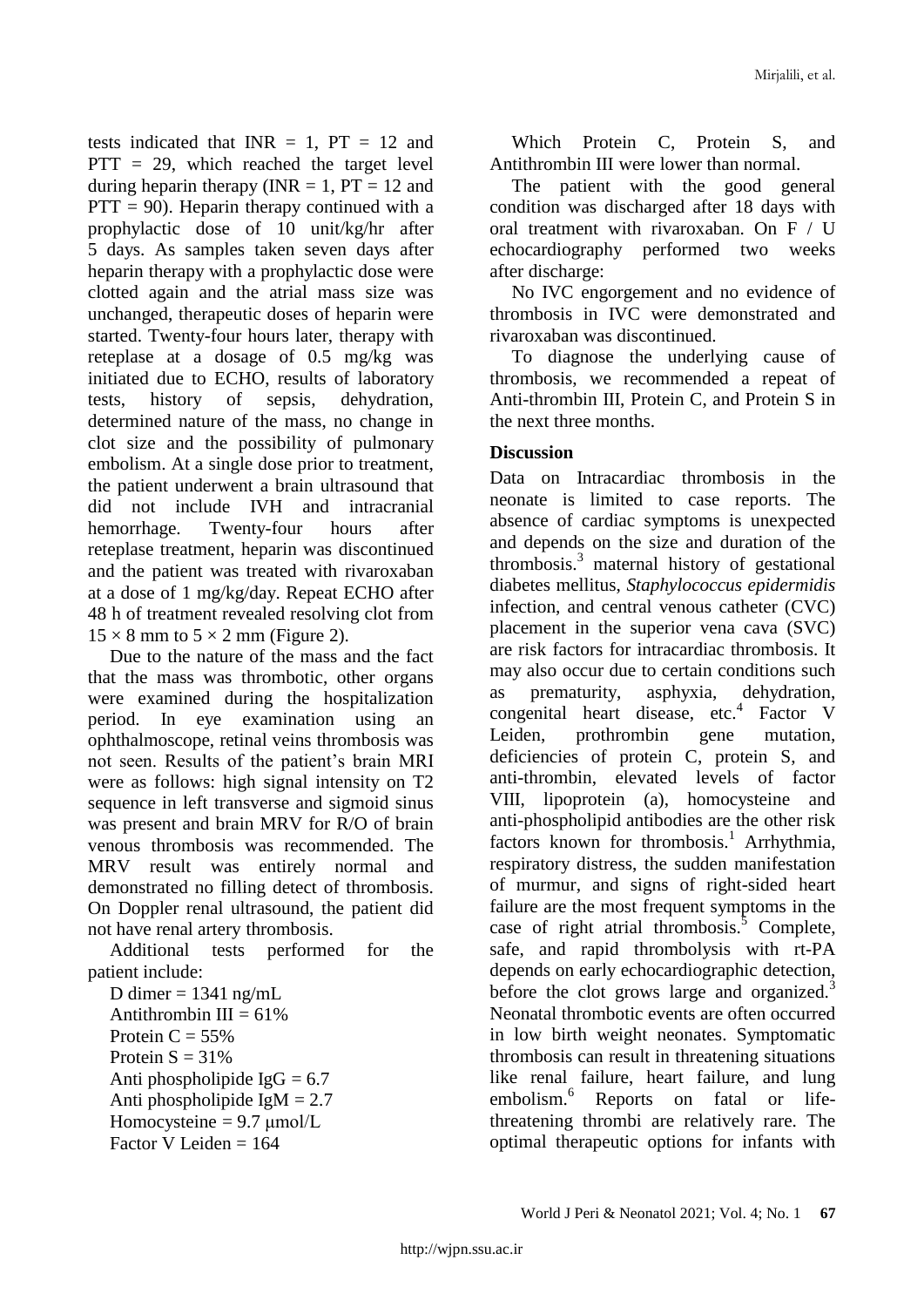tests indicated that INR = 1, PT = 12 and PTT = 29, which reached the target level during heparin therapy (INR = 1, PT = 12 and PTT = 90). Heparin therapy continued with a prophylactic dose of 10 unit/kg/hr after 5 days. As samples taken seven days after heparin therapy with a prophylactic dose were clotted again and the atrial mass size was unchanged, therapeutic doses of heparin were started. Twenty-four hours later, therapy with reteplase at a dosage of 0.5 mg/kg was initiated due to ECHO, results of laboratory tests, history of sepsis, dehydration, determined nature of the mass, no change in clot size and the possibility of pulmonary embolism. At a single dose prior to treatment, the patient underwent a brain ultrasound that did not include IVH and intracranial hemorrhage. Twenty-four hours after reteplase treatment, heparin was discontinued and the patient was treated with rivaroxaban at a dose of 1 mg/kg/day. Repeat ECHO after 48 h of treatment revealed resolving clot from 15 × 8 mm to 5 × 2 mm (Figure 2).

Due to the nature of the mass and the fact that the mass was thrombotic, other organs were examined during the hospitalization period. In eye examination using an ophthalmoscope, retinal veins thrombosis was not seen. Results of the patient's brain MRI were as follows: high signal intensity on T2 sequence in left transverse and sigmoid sinus was present and brain MRV for R/O of brain venous thrombosis was recommended. The MRV result was entirely normal and demonstrated no filling detect of thrombosis. On Doppler renal ultrasound, the patient did not have renal artery thrombosis.

Additional tests performed for the patient include:

D dimer = 1341 ng/mL
Antithrombin III = 61%
Protein C = 55%
Protein S = 31%
Anti phospholipide IgG = 6.7
Anti phospholipide IgM = 2.7
Homocysteine = 9.7 μmol/L
Factor V Leiden = 164

Which Protein C, Protein S, and Antithrombin III were lower than normal.

The patient with the good general condition was discharged after 18 days with oral treatment with rivaroxaban. On F / U echocardiography performed two weeks after discharge:

No IVC engorgement and no evidence of thrombosis in IVC were demonstrated and rivaroxaban was discontinued.

To diagnose the underlying cause of thrombosis, we recommended a repeat of Anti-thrombin III, Protein C, and Protein S in the next three months.

## Discussion

Data on Intracardiac thrombosis in the neonate is limited to case reports. The absence of cardiac symptoms is unexpected and depends on the size and duration of the thrombosis.[3] maternal history of gestational diabetes mellitus, *Staphylococcus epidermidis* infection, and central venous catheter (CVC) placement in the superior vena cava (SVC) are risk factors for intracardiac thrombosis. It may also occur due to certain conditions such as prematurity, asphyxia, dehydration, congenital heart disease, etc.[4] Factor V Leiden, prothrombin gene mutation, deficiencies of protein C, protein S, and anti-thrombin, elevated levels of factor VIII, lipoprotein (a), homocysteine and anti-phospholipid antibodies are the other risk factors known for thrombosis.[1] Arrhythmia, respiratory distress, the sudden manifestation of murmur, and signs of right-sided heart failure are the most frequent symptoms in the case of right atrial thrombosis.[5] Complete, safe, and rapid thrombolysis with rt-PA depends on early echocardiographic detection, before the clot grows large and organized.[3] Neonatal thrombotic events are often occurred in low birth weight neonates. Symptomatic thrombosis can result in threatening situations like renal failure, heart failure, and lung embolism.[6] Reports on fatal or life-threatening thrombi are relatively rare. The optimal therapeutic options for infants with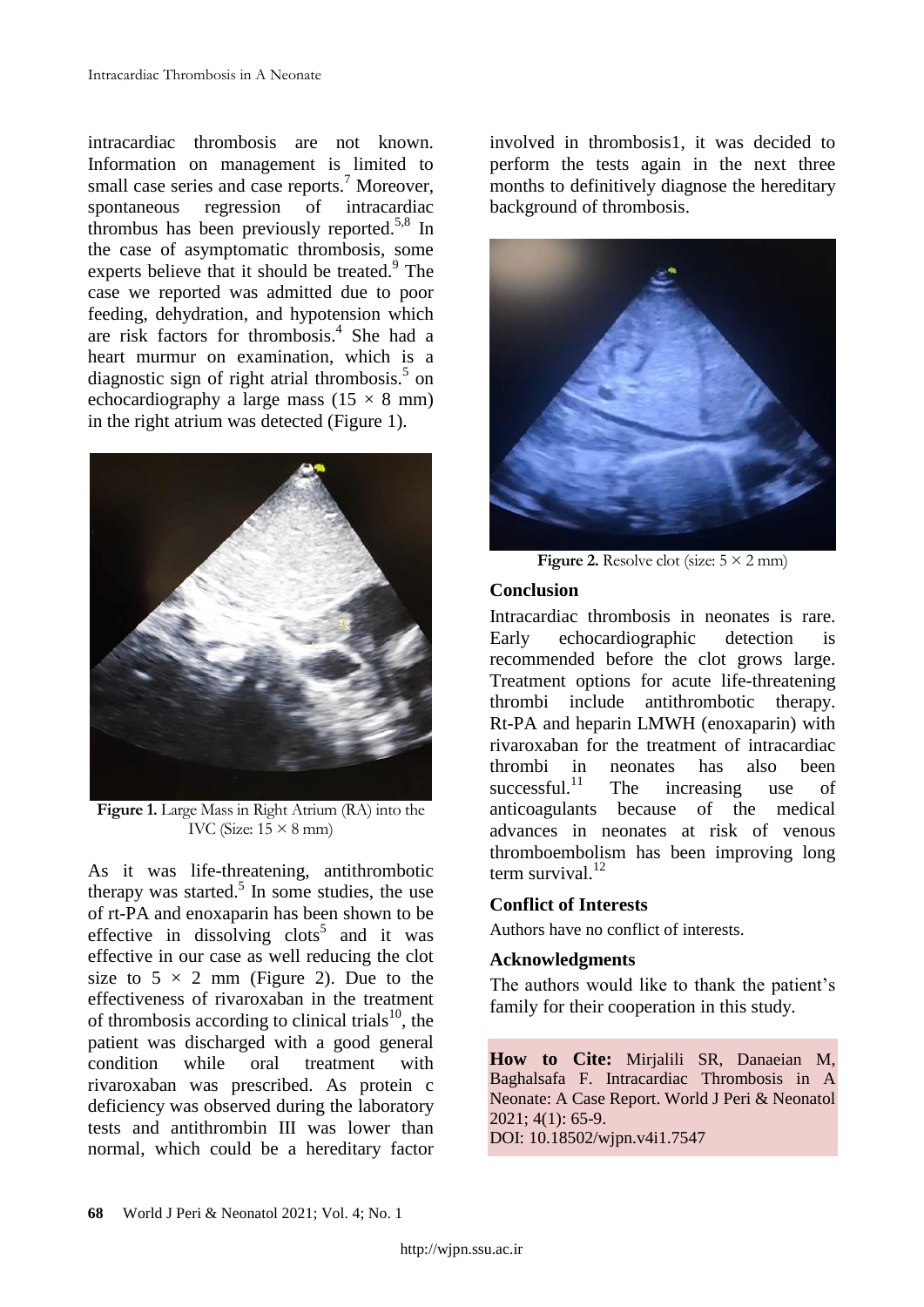intracardiac thrombosis are not known. Information on management is limited to small case series and case reports.[7] Moreover, spontaneous regression of intracardiac thrombus has been previously reported.[5,8] In the case of asymptomatic thrombosis, some experts believe that it should be treated.[9] The case we reported was admitted due to poor feeding, dehydration, and hypotension which are risk factors for thrombosis.[4] She had a heart murmur on examination, which is a diagnostic sign of right atrial thrombosis.[5] on echocardiography a large mass (15 × 8 mm) in the right atrium was detected (Figure 1).

**Figure 1.** Large Mass in Right Atrium (RA) into the IVC (Size: 15 × 8 mm)

As it was life-threatening, antithrombotic therapy was started.[5] In some studies, the use of rt-PA and enoxaparin has been shown to be effective in dissolving clots[5] and it was effective in our case as well reducing the clot size to 5 × 2 mm (Figure 2). Due to the effectiveness of rivaroxaban in the treatment of thrombosis according to clinical trials[10], the patient was discharged with a good general condition while oral treatment with rivaroxaban was prescribed. As protein c deficiency was observed during the laboratory tests and antithrombin III was lower than normal, which could be a hereditary factor involved in thrombosis1, it was decided to perform the tests again in the next three months to definitively diagnose the hereditary background of thrombosis.

**Figure 2.** Resolve clot (size: 5 × 2 mm)

## Conclusion

Intracardiac thrombosis in neonates is rare. Early echocardiographic detection is recommended before the clot grows large. Treatment options for acute life-threatening thrombi include antithrombotic therapy. Rt-PA and heparin LMWH (enoxaparin) with rivaroxaban for the treatment of intracardiac thrombi in neonates has also been successful.[11] The increasing use of anticoagulants because of the medical advances in neonates at risk of venous thromboembolism has been improving long term survival.[12]

## Conflict of Interests

Authors have no conflict of interests.

## Acknowledgments

The authors would like to thank the patient's family for their cooperation in this study.

**How to Cite:** Mirjalili SR, Danaeian M, Baghalsafa F. Intracardiac Thrombosis in A Neonate: A Case Report. World J Peri & Neonatol 2021; 4(1): 65-9.
DOI: 10.18502/wjpn.v4i1.7547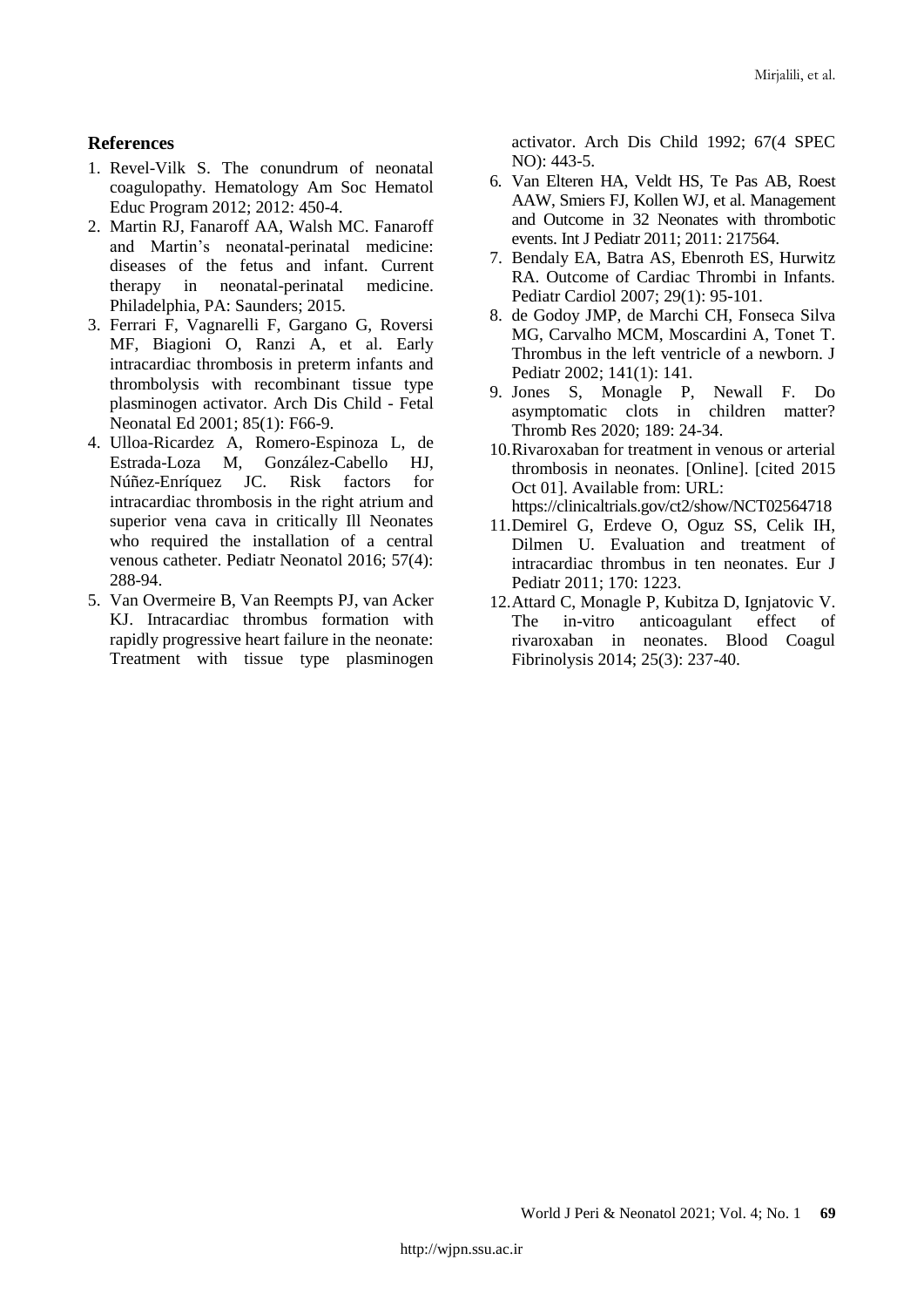## References

1. Revel-Vilk S. The conundrum of neonatal coagulopathy. Hematology Am Soc Hematol Educ Program 2012; 2012: 450-4.
2. Martin RJ, Fanaroff AA, Walsh MC. Fanaroff and Martin's neonatal-perinatal medicine: diseases of the fetus and infant. Current therapy in neonatal-perinatal medicine. Philadelphia, PA: Saunders; 2015.
3. Ferrari F, Vagnarelli F, Gargano G, Roversi MF, Biagioni O, Ranzi A, et al. Early intracardiac thrombosis in preterm infants and thrombolysis with recombinant tissue type plasminogen activator. Arch Dis Child - Fetal Neonatal Ed 2001; 85(1): F66-9.
4. Ulloa-Ricardez A, Romero-Espinoza L, de Estrada-Loza M, González-Cabello HJ, Núñez-Enríquez JC. Risk factors for intracardiac thrombosis in the right atrium and superior vena cava in critically Ill Neonates who required the installation of a central venous catheter. Pediatr Neonatol 2016; 57(4): 288-94.
5. Van Overmeire B, Van Reempts PJ, van Acker KJ. Intracardiac thrombus formation with rapidly progressive heart failure in the neonate: Treatment with tissue type plasminogen activator. Arch Dis Child 1992; 67(4 SPEC NO): 443-5.
6. Van Elteren HA, Veldt HS, Te Pas AB, Roest AAW, Smiers FJ, Kollen WJ, et al. Management and Outcome in 32 Neonates with thrombotic events. Int J Pediatr 2011; 2011: 217564.
7. Bendaly EA, Batra AS, Ebenroth ES, Hurwitz RA. Outcome of Cardiac Thrombi in Infants. Pediatr Cardiol 2007; 29(1): 95-101.
8. de Godoy JMP, de Marchi CH, Fonseca Silva MG, Carvalho MCM, Moscardini A, Tonet T. Thrombus in the left ventricle of a newborn. J Pediatr 2002; 141(1): 141.
9. Jones S, Monagle P, Newall F. Do asymptomatic clots in children matter? Thromb Res 2020; 189: 24-34.
10. Rivaroxaban for treatment in venous or arterial thrombosis in neonates. [Online]. [cited 2015 Oct 01]. Available from: URL: https://clinicaltrials.gov/ct2/show/NCT02564718
11. Demirel G, Erdeve O, Oguz SS, Celik IH, Dilmen U. Evaluation and treatment of intracardiac thrombus in ten neonates. Eur J Pediatr 2011; 170: 1223.
12. Attard C, Monagle P, Kubitza D, Ignjatovic V. The in-vitro anticoagulant effect of rivaroxaban in neonates. Blood Coagul Fibrinolysis 2014; 25(3): 237-40.